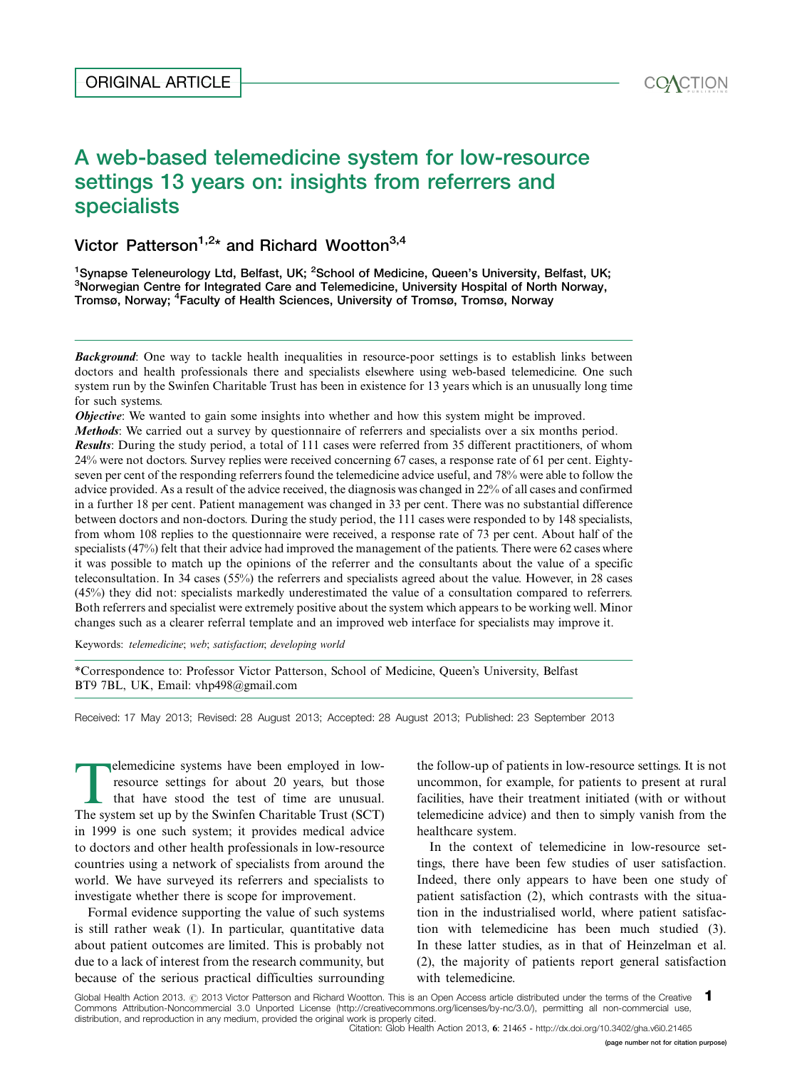ORIGINAL ARTICLE

# A web-based telemedicine system for low-resource settings 13 years on: insights from referrers and specialists

Victor Patterson[1,2]* and Richard Wootton[3,4]

[1]Synapse Teleneurology Ltd, Belfast, UK; [2]School of Medicine, Queen's University, Belfast, UK; [3]Norwegian Centre for Integrated Care and Telemedicine, University Hospital of North Norway, Tromsø, Norway; [4]Faculty of Health Sciences, University of Tromsø, Tromsø, Norway

***Background***: One way to tackle health inequalities in resource-poor settings is to establish links between doctors and health professionals there and specialists elsewhere using web-based telemedicine. One such system run by the Swinfen Charitable Trust has been in existence for 13 years which is an unusually long time for such systems.

***Objective***: We wanted to gain some insights into whether and how this system might be improved.

***Methods***: We carried out a survey by questionnaire of referrers and specialists over a six months period.

***Results***: During the study period, a total of 111 cases were referred from 35 different practitioners, of whom 24% were not doctors. Survey replies were received concerning 67 cases, a response rate of 61 per cent. Eighty-seven per cent of the responding referrers found the telemedicine advice useful, and 78% were able to follow the advice provided. As a result of the advice received, the diagnosis was changed in 22% of all cases and confirmed in a further 18 per cent. Patient management was changed in 33 per cent. There was no substantial difference between doctors and non-doctors. During the study period, the 111 cases were responded to by 148 specialists, from whom 108 replies to the questionnaire were received, a response rate of 73 per cent. About half of the specialists (47%) felt that their advice had improved the management of the patients. There were 62 cases where it was possible to match up the opinions of the referrer and the consultants about the value of a specific teleconsultation. In 34 cases (55%) the referrers and specialists agreed about the value. However, in 28 cases (45%) they did not: specialists markedly underestimated the value of a consultation compared to referrers. Both referrers and specialist were extremely positive about the system which appears to be working well. Minor changes such as a clearer referral template and an improved web interface for specialists may improve it.

Keywords: *telemedicine*; *web*; *satisfaction*; *developing world*

*Correspondence to: Professor Victor Patterson, School of Medicine, Queen's University, Belfast BT9 7BL, UK, Email: vhp498@gmail.com

Received: 17 May 2013; Revised: 28 August 2013; Accepted: 28 August 2013; Published: 23 September 2013

Telemedicine systems have been employed in low-resource settings for about 20 years, but those that have stood the test of time are unusual. The system set up by the Swinfen Charitable Trust (SCT) in 1999 is one such system; it provides medical advice to doctors and other health professionals in low-resource countries using a network of specialists from around the world. We have surveyed its referrers and specialists to investigate whether there is scope for improvement.

Formal evidence supporting the value of such systems is still rather weak (1). In particular, quantitative data about patient outcomes are limited. This is probably not due to a lack of interest from the research community, but because of the serious practical difficulties surrounding the follow-up of patients in low-resource settings. It is not uncommon, for example, for patients to present at rural facilities, have their treatment initiated (with or without telemedicine advice) and then to simply vanish from the healthcare system.

In the context of telemedicine in low-resource settings, there have been few studies of user satisfaction. Indeed, there only appears to have been one study of patient satisfaction (2), which contrasts with the situation in the industrialised world, where patient satisfaction with telemedicine has been much studied (3). In these latter studies, as in that of Heinzelman et al. (2), the majority of patients report general satisfaction with telemedicine.

Global Health Action 2013. © 2013 Victor Patterson and Richard Wootton. This is an Open Access article distributed under the terms of the Creative Commons Attribution-Noncommercial 3.0 Unported License (http://creativecommons.org/licenses/by-nc/3.0/), permitting all non-commercial use, distribution, and reproduction in any medium, provided the original work is properly cited.
Citation: Glob Health Action 2013, 6: 21465 - http://dx.doi.org/10.3402/gha.v6i0.21465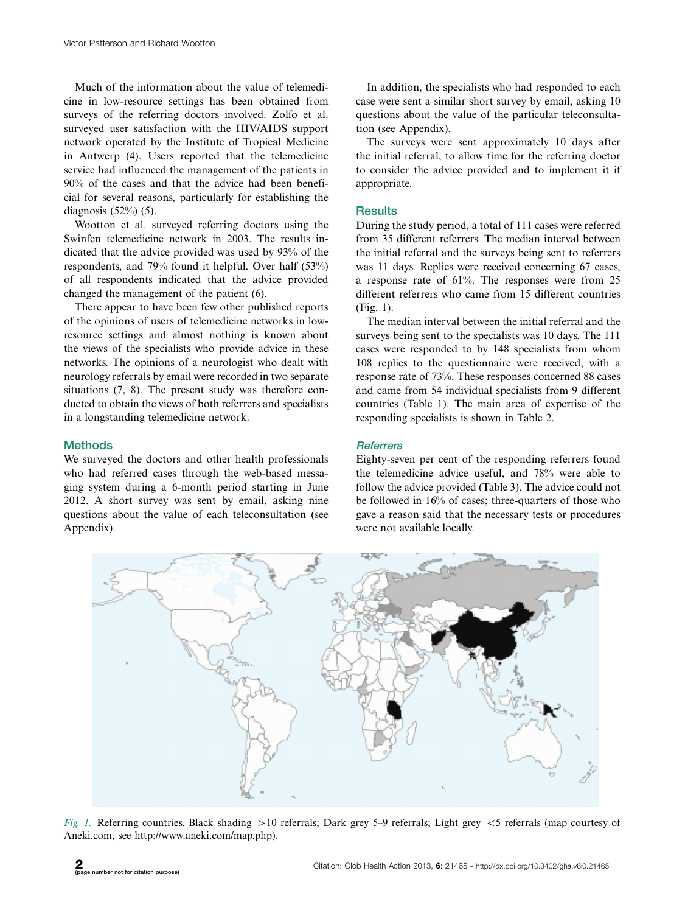Much of the information about the value of telemedicine in low-resource settings has been obtained from surveys of the referring doctors involved. Zolfo et al. surveyed user satisfaction with the HIV/AIDS support network operated by the Institute of Tropical Medicine in Antwerp (4). Users reported that the telemedicine service had influenced the management of the patients in 90% of the cases and that the advice had been beneficial for several reasons, particularly for establishing the diagnosis (52%) (5).

Wootton et al. surveyed referring doctors using the Swinfen telemedicine network in 2003. The results indicated that the advice provided was used by 93% of the respondents, and 79% found it helpful. Over half (53%) of all respondents indicated that the advice provided changed the management of the patient (6).

There appear to have been few other published reports of the opinions of users of telemedicine networks in low-resource settings and almost nothing is known about the views of the specialists who provide advice in these networks. The opinions of a neurologist who dealt with neurology referrals by email were recorded in two separate situations (7, 8). The present study was therefore conducted to obtain the views of both referrers and specialists in a longstanding telemedicine network.

## Methods

We surveyed the doctors and other health professionals who had referred cases through the web-based messaging system during a 6-month period starting in June 2012. A short survey was sent by email, asking nine questions about the value of each teleconsultation (see Appendix).

In addition, the specialists who had responded to each case were sent a similar short survey by email, asking 10 questions about the value of the particular teleconsultation (see Appendix).

The surveys were sent approximately 10 days after the initial referral, to allow time for the referring doctor to consider the advice provided and to implement it if appropriate.

## Results

During the study period, a total of 111 cases were referred from 35 different referrers. The median interval between the initial referral and the surveys being sent to referrers was 11 days. Replies were received concerning 67 cases, a response rate of 61%. The responses were from 25 different referrers who came from 15 different countries (Fig. 1).

The median interval between the initial referral and the surveys being sent to the specialists was 10 days. The 111 cases were responded to by 148 specialists from whom 108 replies to the questionnaire were received, with a response rate of 73%. These responses concerned 88 cases and came from 54 individual specialists from 9 different countries (Table 1). The main area of expertise of the responding specialists is shown in Table 2.

### *Referrers*

Eighty-seven per cent of the responding referrers found the telemedicine advice useful, and 78% were able to follow the advice provided (Table 3). The advice could not be followed in 16% of cases; three-quarters of those who gave a reason said that the necessary tests or procedures were not available locally.

*Fig. 1.* Referring countries. Black shading >10 referrals; Dark grey 5–9 referrals; Light grey <5 referrals (map courtesy of Aneki.com, see http://www.aneki.com/map.php).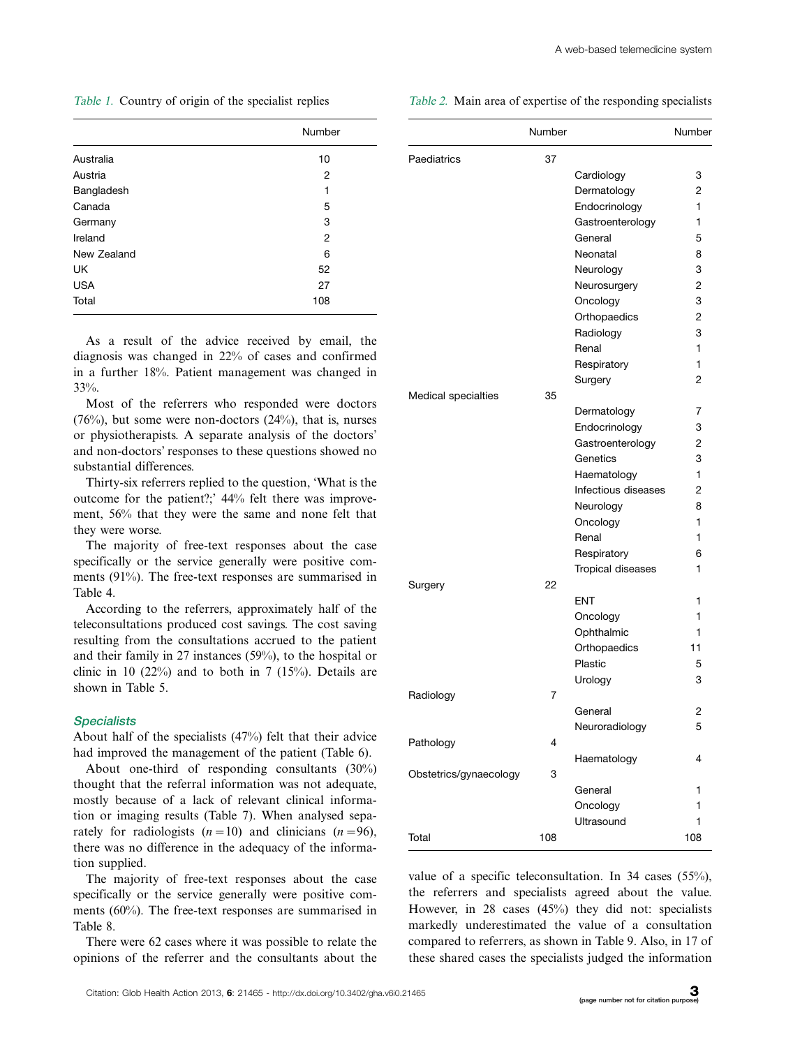Table 1. Country of origin of the specialist replies

| | Number |
|---|---|
| Australia | 10 |
| Austria | 2 |
| Bangladesh | 1 |
| Canada | 5 |
| Germany | 3 |
| Ireland | 2 |
| New Zealand | 6 |
| UK | 52 |
| USA | 27 |
| Total | 108 |

As a result of the advice received by email, the diagnosis was changed in 22% of cases and confirmed in a further 18%. Patient management was changed in 33%.

Most of the referrers who responded were doctors (76%), but some were non-doctors (24%), that is, nurses or physiotherapists. A separate analysis of the doctors' and non-doctors' responses to these questions showed no substantial differences.

Thirty-six referrers replied to the question, 'What is the outcome for the patient?;' 44% felt there was improvement, 56% that they were the same and none felt that they were worse.

The majority of free-text responses about the case specifically or the service generally were positive comments (91%). The free-text responses are summarised in Table 4.

According to the referrers, approximately half of the teleconsultations produced cost savings. The cost saving resulting from the consultations accrued to the patient and their family in 27 instances (59%), to the hospital or clinic in 10 (22%) and to both in 7 (15%). Details are shown in Table 5.

### Specialists

About half of the specialists (47%) felt that their advice had improved the management of the patient (Table 6).

About one-third of responding consultants (30%) thought that the referral information was not adequate, mostly because of a lack of relevant clinical information or imaging results (Table 7). When analysed separately for radiologists ($n = 10$) and clinicians ($n = 96$), there was no difference in the adequacy of the information supplied.

The majority of free-text responses about the case specifically or the service generally were positive comments (60%). The free-text responses are summarised in Table 8.

There were 62 cases where it was possible to relate the opinions of the referrer and the consultants about the value of a specific teleconsultation. In 34 cases (55%), the referrers and specialists agreed about the value. However, in 28 cases (45%) they did not: specialists markedly underestimated the value of a consultation compared to referrers, as shown in Table 9. Also, in 17 of these shared cases the specialists judged the information

Table 2. Main area of expertise of the responding specialists

| | Number | | Number |
|---|---|---|---|
| Paediatrics | 37 | | |
| | | Cardiology | 3 |
| | | Dermatology | 2 |
| | | Endocrinology | 1 |
| | | Gastroenterology | 1 |
| | | General | 5 |
| | | Neonatal | 8 |
| | | Neurology | 3 |
| | | Neurosurgery | 2 |
| | | Oncology | 3 |
| | | Orthopaedics | 2 |
| | | Radiology | 3 |
| | | Renal | 1 |
| | | Respiratory | 1 |
| | | Surgery | 2 |
| Medical specialties | 35 | | |
| | | Dermatology | 7 |
| | | Endocrinology | 3 |
| | | Gastroenterology | 2 |
| | | Genetics | 3 |
| | | Haematology | 1 |
| | | Infectious diseases | 2 |
| | | Neurology | 8 |
| | | Oncology | 1 |
| | | Renal | 1 |
| | | Respiratory | 6 |
| | | Tropical diseases | 1 |
| Surgery | 22 | | |
| | | ENT | 1 |
| | | Oncology | 1 |
| | | Ophthalmic | 1 |
| | | Orthopaedics | 11 |
| | | Plastic | 5 |
| | | Urology | 3 |
| Radiology | 7 | | |
| | | General | 2 |
| | | Neuroradiology | 5 |
| Pathology | 4 | | |
| | | Haematology | 4 |
| Obstetrics/gynaecology | 3 | | |
| | | General | 1 |
| | | Oncology | 1 |
| | | Ultrasound | 1 |
| Total | 108 | | 108 |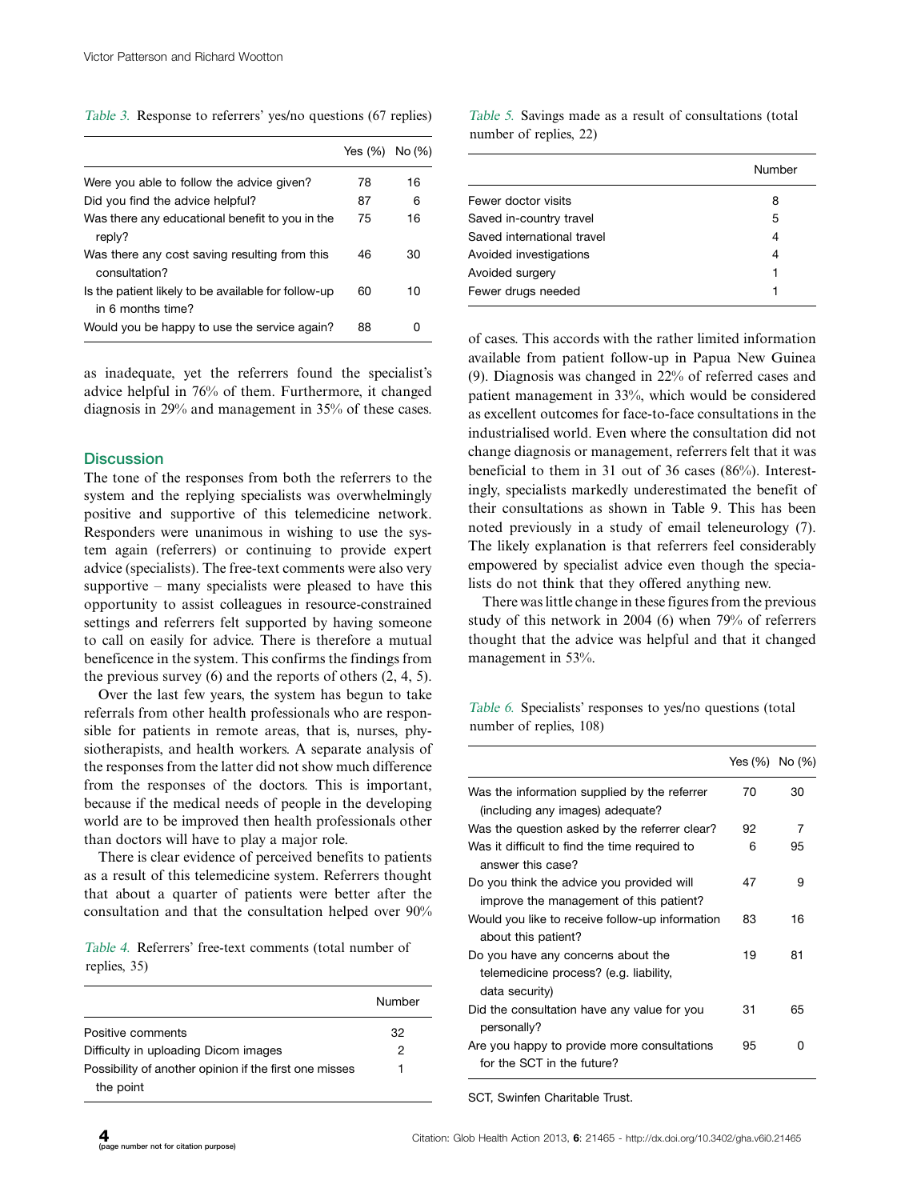*Table 3.* Response to referrers' yes/no questions (67 replies)

| | Yes (%) | No (%) |
|---|---|---|
| Were you able to follow the advice given? | 78 | 16 |
| Did you find the advice helpful? | 87 | 6 |
| Was there any educational benefit to you in the reply? | 75 | 16 |
| Was there any cost saving resulting from this consultation? | 46 | 30 |
| Is the patient likely to be available for follow-up in 6 months time? | 60 | 10 |
| Would you be happy to use the service again? | 88 | 0 |

as inadequate, yet the referrers found the specialist's advice helpful in 76% of them. Furthermore, it changed diagnosis in 29% and management in 35% of these cases.

## Discussion

The tone of the responses from both the referrers to the system and the replying specialists was overwhelmingly positive and supportive of this telemedicine network. Responders were unanimous in wishing to use the system again (referrers) or continuing to provide expert advice (specialists). The free-text comments were also very supportive – many specialists were pleased to have this opportunity to assist colleagues in resource-constrained settings and referrers felt supported by having someone to call on easily for advice. There is therefore a mutual beneficence in the system. This confirms the findings from the previous survey (6) and the reports of others (2, 4, 5).

Over the last few years, the system has begun to take referrals from other health professionals who are responsible for patients in remote areas, that is, nurses, physiotherapists, and health workers. A separate analysis of the responses from the latter did not show much difference from the responses of the doctors. This is important, because if the medical needs of people in the developing world are to be improved then health professionals other than doctors will have to play a major role.

There is clear evidence of perceived benefits to patients as a result of this telemedicine system. Referrers thought that about a quarter of patients were better after the consultation and that the consultation helped over 90% of cases. This accords with the rather limited information available from patient follow-up in Papua New Guinea (9). Diagnosis was changed in 22% of referred cases and patient management in 33%, which would be considered as excellent outcomes for face-to-face consultations in the industrialised world. Even where the consultation did not change diagnosis or management, referrers felt that it was beneficial to them in 31 out of 36 cases (86%). Interestingly, specialists markedly underestimated the benefit of their consultations as shown in Table 9. This has been noted previously in a study of email teleneurology (7). The likely explanation is that referrers feel considerably empowered by specialist advice even though the specialists do not think that they offered anything new.

There was little change in these figures from the previous study of this network in 2004 (6) when 79% of referrers thought that the advice was helpful and that it changed management in 53%.

*Table 4.* Referrers' free-text comments (total number of replies, 35)

| | Number |
|---|---|
| Positive comments | 32 |
| Difficulty in uploading Dicom images | 2 |
| Possibility of another opinion if the first one misses the point | 1 |

*Table 5.* Savings made as a result of consultations (total number of replies, 22)

| | Number |
|---|---|
| Fewer doctor visits | 8 |
| Saved in-country travel | 5 |
| Saved international travel | 4 |
| Avoided investigations | 4 |
| Avoided surgery | 1 |
| Fewer drugs needed | 1 |

*Table 6.* Specialists' responses to yes/no questions (total number of replies, 108)

| | Yes (%) | No (%) |
|---|---|---|
| Was the information supplied by the referrer (including any images) adequate? | 70 | 30 |
| Was the question asked by the referrer clear? | 92 | 7 |
| Was it difficult to find the time required to answer this case? | 6 | 95 |
| Do you think the advice you provided will improve the management of this patient? | 47 | 9 |
| Would you like to receive follow-up information about this patient? | 83 | 16 |
| Do you have any concerns about the telemedicine process? (e.g. liability, data security) | 19 | 81 |
| Did the consultation have any value for you personally? | 31 | 65 |
| Are you happy to provide more consultations for the SCT in the future? | 95 | 0 |

SCT, Swinfen Charitable Trust.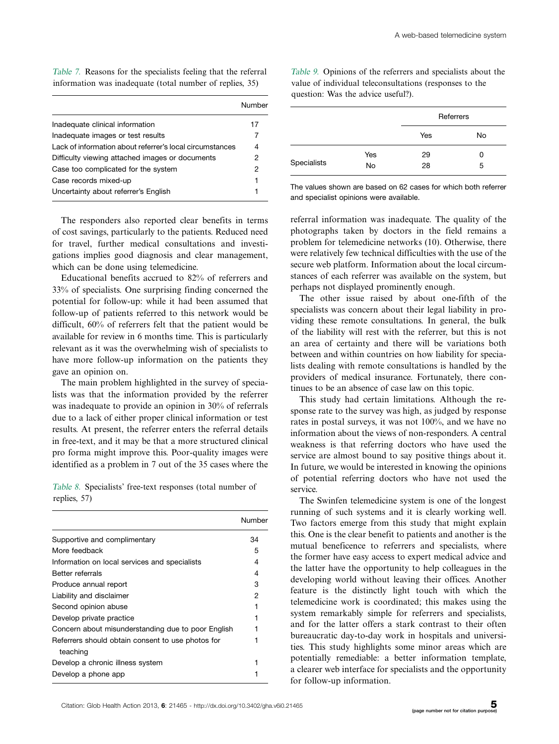*Table 7.* Reasons for the specialists feeling that the referral information was inadequate (total number of replies, 35)

| | Number |
|---|---|
| Inadequate clinical information | 17 |
| Inadequate images or test results | 7 |
| Lack of information about referrer's local circumstances | 4 |
| Difficulty viewing attached images or documents | 2 |
| Case too complicated for the system | 2 |
| Case records mixed-up | 1 |
| Uncertainty about referrer's English | 1 |

The responders also reported clear benefits in terms of cost savings, particularly to the patients. Reduced need for travel, further medical consultations and investigations implies good diagnosis and clear management, which can be done using telemedicine.

Educational benefits accrued to 82% of referrers and 33% of specialists. One surprising finding concerned the potential for follow-up: while it had been assumed that follow-up of patients referred to this network would be difficult, 60% of referrers felt that the patient would be available for review in 6 months time. This is particularly relevant as it was the overwhelming wish of specialists to have more follow-up information on the patients they gave an opinion on.

The main problem highlighted in the survey of specialists was that the information provided by the referrer was inadequate to provide an opinion in 30% of referrals due to a lack of either proper clinical information or test results. At present, the referrer enters the referral details in free-text, and it may be that a more structured clinical pro forma might improve this. Poor-quality images were identified as a problem in 7 out of the 35 cases where the referral information was inadequate. The quality of the photographs taken by doctors in the field remains a problem for telemedicine networks (10). Otherwise, there were relatively few technical difficulties with the use of the secure web platform. Information about the local circumstances of each referrer was available on the system, but perhaps not displayed prominently enough.

*Table 8.* Specialists' free-text responses (total number of replies, 57)

| | Number |
|---|---|
| Supportive and complimentary | 34 |
| More feedback | 5 |
| Information on local services and specialists | 4 |
| Better referrals | 4 |
| Produce annual report | 3 |
| Liability and disclaimer | 2 |
| Second opinion abuse | 1 |
| Develop private practice | 1 |
| Concern about misunderstanding due to poor English | 1 |
| Referrers should obtain consent to use photos for teaching | 1 |
| Develop a chronic illness system | 1 |
| Develop a phone app | 1 |

*Table 9.* Opinions of the referrers and specialists about the value of individual teleconsultations (responses to the question: Was the advice useful?).

| | | Referrers | |
|---|---|---|---|
| | | Yes | No |
| Specialists | Yes | 29 | 0 |
| | No | 28 | 5 |

The values shown are based on 62 cases for which both referrer and specialist opinions were available.

The other issue raised by about one-fifth of the specialists was concern about their legal liability in providing these remote consultations. In general, the bulk of the liability will rest with the referrer, but this is not an area of certainty and there will be variations both between and within countries on how liability for specialists dealing with remote consultations is handled by the providers of medical insurance. Fortunately, there continues to be an absence of case law on this topic.

This study had certain limitations. Although the response rate to the survey was high, as judged by response rates in postal surveys, it was not 100%, and we have no information about the views of non-responders. A central weakness is that referring doctors who have used the service are almost bound to say positive things about it. In future, we would be interested in knowing the opinions of potential referring doctors who have not used the service.

The Swinfen telemedicine system is one of the longest running of such systems and it is clearly working well. Two factors emerge from this study that might explain this. One is the clear benefit to patients and another is the mutual beneficence to referrers and specialists, where the former have easy access to expert medical advice and the latter have the opportunity to help colleagues in the developing world without leaving their offices. Another feature is the distinctly light touch with which the telemedicine work is coordinated; this makes using the system remarkably simple for referrers and specialists, and for the latter offers a stark contrast to their often bureaucratic day-to-day work in hospitals and universities. This study highlights some minor areas which are potentially remediable: a better information template, a clearer web interface for specialists and the opportunity for follow-up information.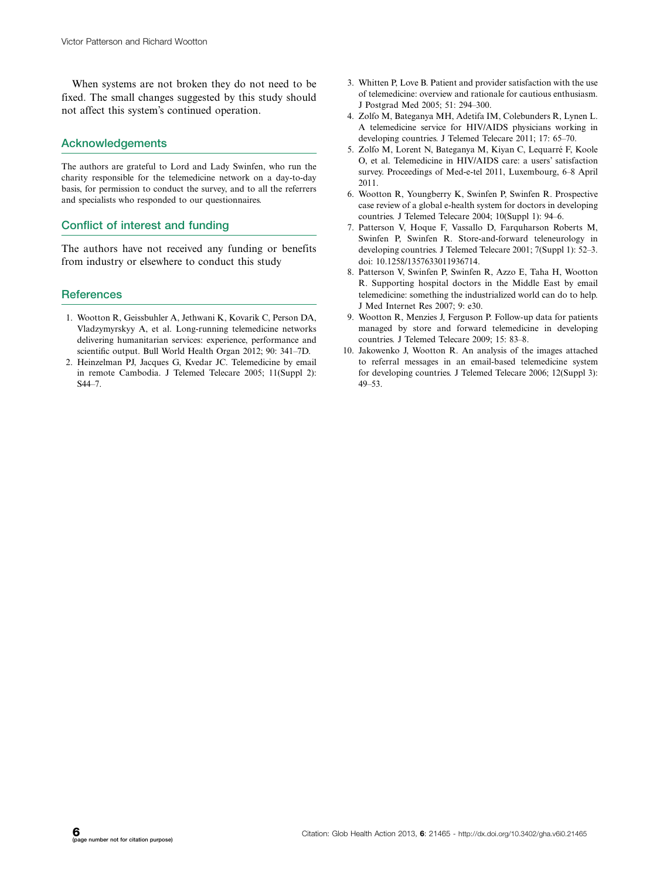When systems are not broken they do not need to be fixed. The small changes suggested by this study should not affect this system's continued operation.

## Acknowledgements

The authors are grateful to Lord and Lady Swinfen, who run the charity responsible for the telemedicine network on a day-to-day basis, for permission to conduct the survey, and to all the referrers and specialists who responded to our questionnaires.

## Conflict of interest and funding

The authors have not received any funding or benefits from industry or elsewhere to conduct this study

## References

1. Wootton R, Geissbuhler A, Jethwani K, Kovarik C, Person DA, Vladzymyrskyy A, et al. Long-running telemedicine networks delivering humanitarian services: experience, performance and scientific output. Bull World Health Organ 2012; 90: 341–7D.
2. Heinzelman PJ, Jacques G, Kvedar JC. Telemedicine by email in remote Cambodia. J Telemed Telecare 2005; 11(Suppl 2): S44–7.
3. Whitten P, Love B. Patient and provider satisfaction with the use of telemedicine: overview and rationale for cautious enthusiasm. J Postgrad Med 2005; 51: 294–300.
4. Zolfo M, Bateganya MH, Adetifa IM, Colebunders R, Lynen L. A telemedicine service for HIV/AIDS physicians working in developing countries. J Telemed Telecare 2011; 17: 65–70.
5. Zolfo M, Lorent N, Bateganya M, Kiyan C, Lequarré F, Koole O, et al. Telemedicine in HIV/AIDS care: a users' satisfaction survey. Proceedings of Med-e-tel 2011, Luxembourg, 6–8 April 2011.
6. Wootton R, Youngberry K, Swinfen P, Swinfen R. Prospective case review of a global e-health system for doctors in developing countries. J Telemed Telecare 2004; 10(Suppl 1): 94–6.
7. Patterson V, Hoque F, Vassallo D, Farquharson Roberts M, Swinfen P, Swinfen R. Store-and-forward teleneurology in developing countries. J Telemed Telecare 2001; 7(Suppl 1): 52–3. doi: 10.1258/1357633011936714.
8. Patterson V, Swinfen P, Swinfen R, Azzo E, Taha H, Wootton R. Supporting hospital doctors in the Middle East by email telemedicine: something the industrialized world can do to help. J Med Internet Res 2007; 9: e30.
9. Wootton R, Menzies J, Ferguson P. Follow-up data for patients managed by store and forward telemedicine in developing countries. J Telemed Telecare 2009; 15: 83–8.
10. Jakowenko J, Wootton R. An analysis of the images attached to referral messages in an email-based telemedicine system for developing countries. J Telemed Telecare 2006; 12(Suppl 3): 49–53.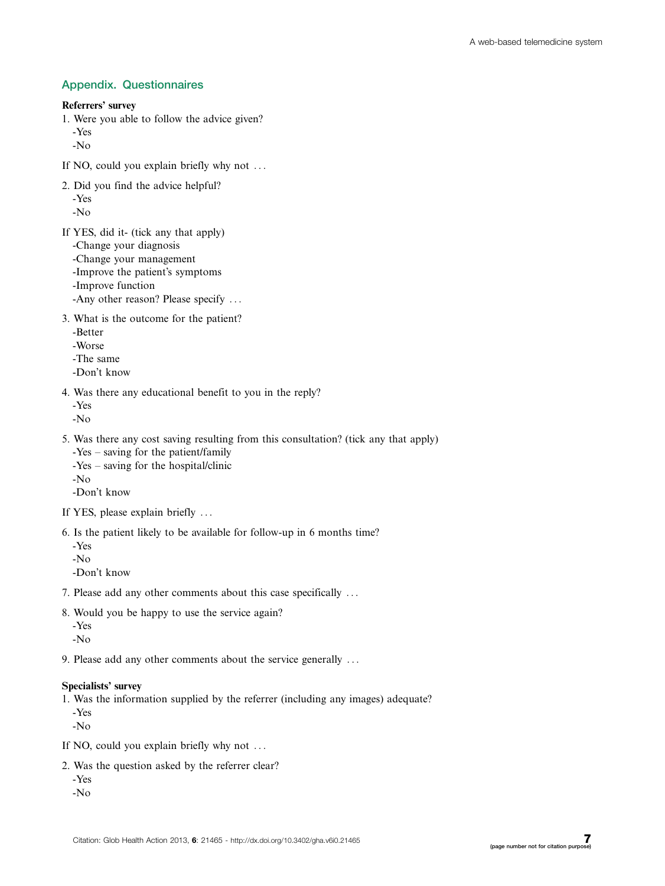## Appendix. Questionnaires

**Referrers' survey**

1. Were you able to follow the advice given?
   -Yes
   -No

If NO, could you explain briefly why not ...

2. Did you find the advice helpful?
   -Yes
   -No

If YES, did it- (tick any that apply)
   -Change your diagnosis
   -Change your management
   -Improve the patient's symptoms
   -Improve function
   -Any other reason? Please specify ...

3. What is the outcome for the patient?
   -Better
   -Worse
   -The same
   -Don't know

4. Was there any educational benefit to you in the reply?
   -Yes
   -No

5. Was there any cost saving resulting from this consultation? (tick any that apply)
   -Yes – saving for the patient/family
   -Yes – saving for the hospital/clinic
   -No
   -Don't know

If YES, please explain briefly ...

6. Is the patient likely to be available for follow-up in 6 months time?
   -Yes
   -No
   -Don't know

7. Please add any other comments about this case specifically ...

8. Would you be happy to use the service again?
   -Yes
   -No

9. Please add any other comments about the service generally ...

**Specialists' survey**

1. Was the information supplied by the referrer (including any images) adequate?
   -Yes
   -No

If NO, could you explain briefly why not ...

2. Was the question asked by the referrer clear?
   -Yes
   -No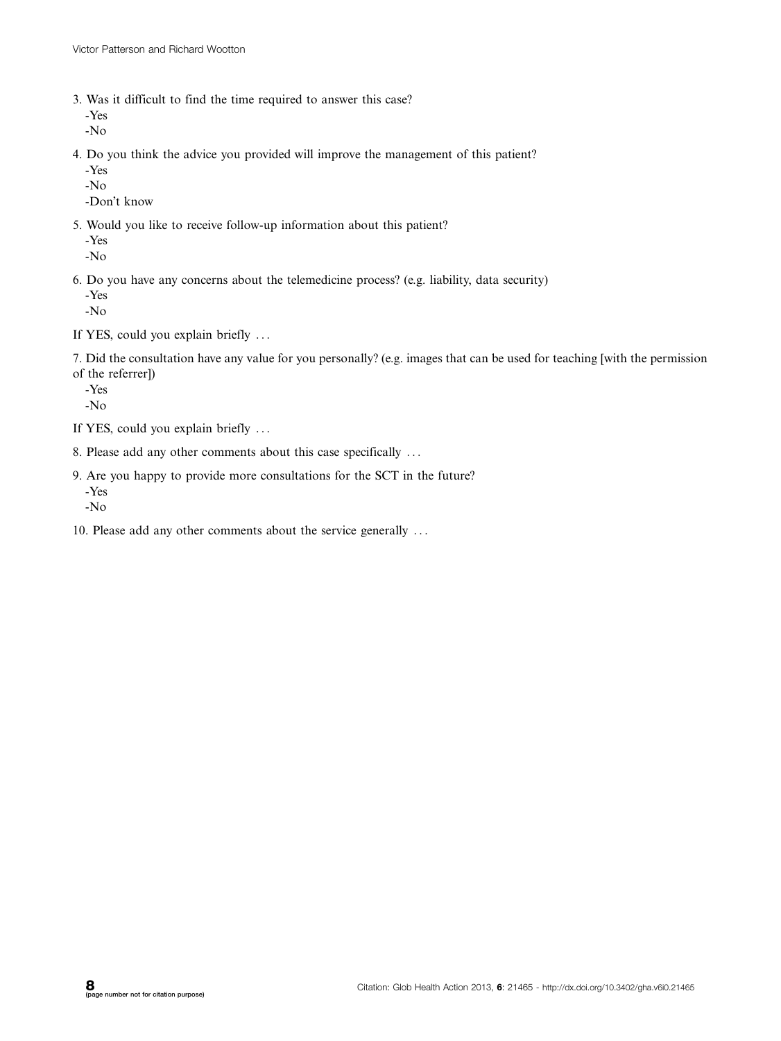3. Was it difficult to find the time required to answer this case?
   -Yes
   -No

4. Do you think the advice you provided will improve the management of this patient?
   -Yes
   -No
   -Don't know

5. Would you like to receive follow-up information about this patient?
   -Yes
   -No

6. Do you have any concerns about the telemedicine process? (e.g. liability, data security)
   -Yes
   -No

If YES, could you explain briefly . . .

7. Did the consultation have any value for you personally? (e.g. images that can be used for teaching [with the permission of the referrer])
   -Yes
   -No

If YES, could you explain briefly . . .

8. Please add any other comments about this case specifically . . .

9. Are you happy to provide more consultations for the SCT in the future?
   -Yes
   -No

10. Please add any other comments about the service generally . . .